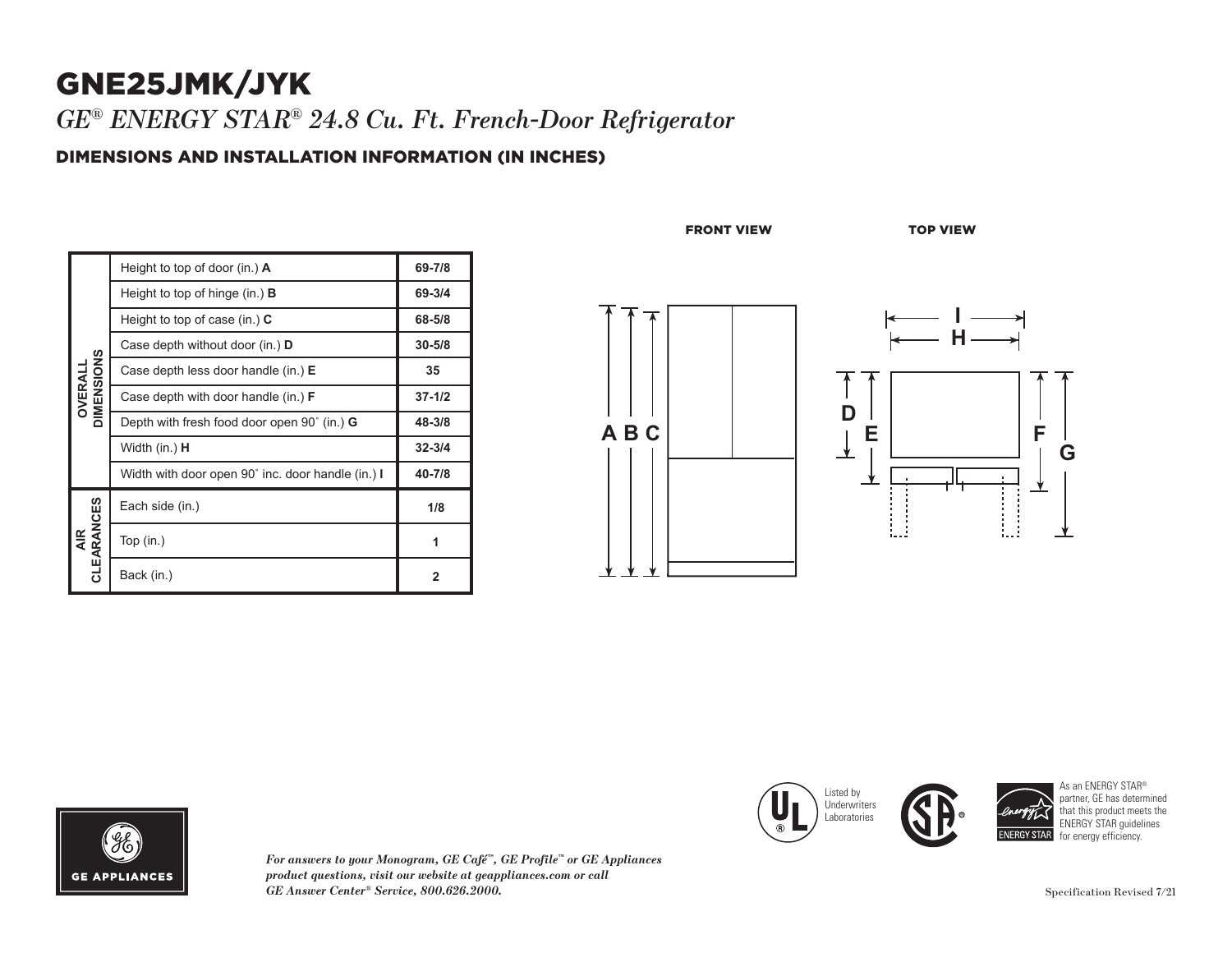# GNE25JMK/JYK

*GE® ENERGY STAR® 24.8 Cu. Ft. French-Door Refrigerator*

## DIMENSIONS AND INSTALLATION INFORMATION (IN INCHES)

| | | |
|---|---|---|
| OVERALL DIMENSIONS | Height to top of door (in.) **A** | 69-7/8 |
| | Height to top of hinge (in.) **B** | 69-3/4 |
| | Height to top of case (in.) **C** | 68-5/8 |
| | Case depth without door (in.) **D** | 30-5/8 |
| | Case depth less door handle (in.) **E** | 35 |
| | Case depth with door handle (in.) **F** | 37-1/2 |
| | Depth with fresh food door open 90˚ (in.) **G** | 48-3/8 |
| | Width (in.) **H** | 32-3/4 |
| | Width with door open 90˚ inc. door handle (in.) **I** | 40-7/8 |
| AIR CLEARANCES | Each side (in.) | 1/8 |
| | Top (in.) | 1 |
| | Back (in.) | 2 |

FRONT VIEW

TOP VIEW

Listed by Underwriters Laboratories

As an ENERGY STAR® partner, GE has determined that this product meets the ENERGY STAR guidelines for energy efficiency.

GE APPLIANCES

*For answers to your Monogram, GE Café™, GE Profile™ or GE Appliances product questions, visit our website at geappliances.com or call GE Answer Center® Service, 800.626.2000.*

Specification Revised 7/21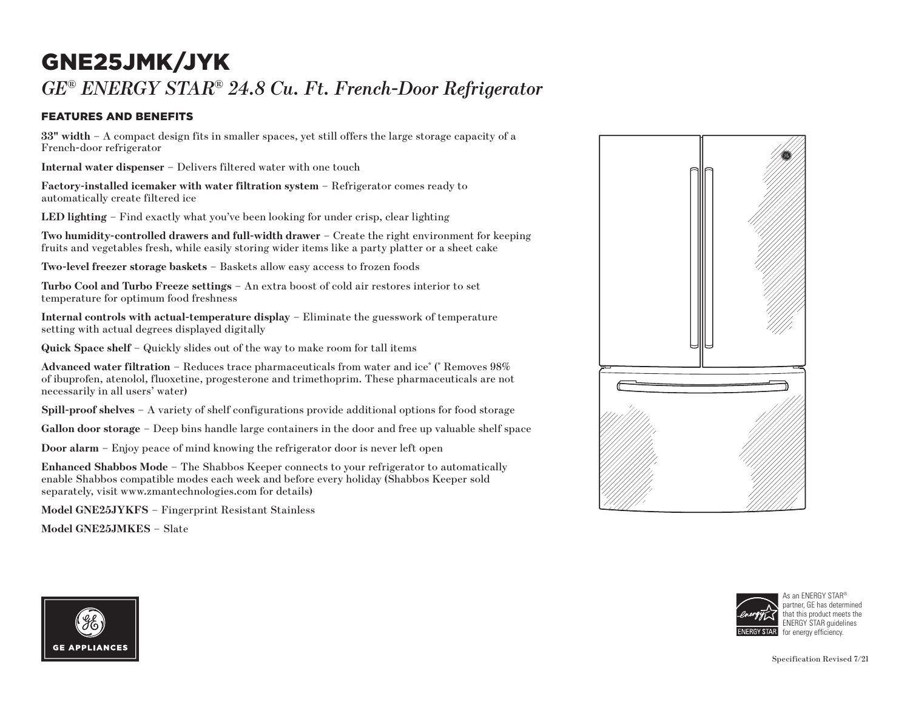# GNE25JMK/JYK

*GE® ENERGY STAR® 24.8 Cu. Ft. French-Door Refrigerator*

## FEATURES AND BENEFITS

**33" width** – A compact design fits in smaller spaces, yet still offers the large storage capacity of a French-door refrigerator

**Internal water dispenser** – Delivers filtered water with one touch

**Factory-installed icemaker with water filtration system** – Refrigerator comes ready to automatically create filtered ice

**LED lighting** – Find exactly what you've been looking for under crisp, clear lighting

**Two humidity-controlled drawers and full-width drawer** – Create the right environment for keeping fruits and vegetables fresh, while easily storing wider items like a party platter or a sheet cake

**Two-level freezer storage baskets** – Baskets allow easy access to frozen foods

**Turbo Cool and Turbo Freeze settings** – An extra boost of cold air restores interior to set temperature for optimum food freshness

**Internal controls with actual-temperature display** – Eliminate the guesswork of temperature setting with actual degrees displayed digitally

**Quick Space shelf** – Quickly slides out of the way to make room for tall items

**Advanced water filtration** – Reduces trace pharmaceuticals from water and ice* (* Removes 98% of ibuprofen, atenolol, fluoxetine, progesterone and trimethoprim. These pharmaceuticals are not necessarily in all users' water)

**Spill-proof shelves** – A variety of shelf configurations provide additional options for food storage

**Gallon door storage** – Deep bins handle large containers in the door and free up valuable shelf space

**Door alarm** – Enjoy peace of mind knowing the refrigerator door is never left open

**Enhanced Shabbos Mode** – The Shabbos Keeper connects to your refrigerator to automatically enable Shabbos compatible modes each week and before every holiday (Shabbos Keeper sold separately, visit www.zmantechnologies.com for details)

**Model GNE25JYKFS** – Fingerprint Resistant Stainless

**Model GNE25JMKES** – Slate

GE APPLIANCES

As an ENERGY STAR® partner, GE has determined that this product meets the ENERGY STAR guidelines for energy efficiency.

Specification Revised 7/21